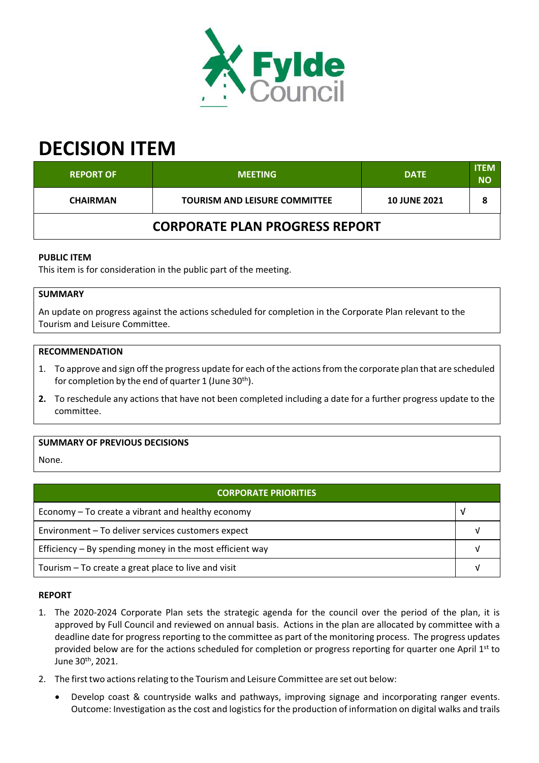# DECISION ITEM

| REPORT OF | MEETING | DATE | ITEM NO |
|---|---|---|---|
| CHAIRMAN | TOURISM AND LEISURE COMMITTEE | 10 JUNE 2021 | 8 |
| **CORPORATE PLAN PROGRESS REPORT** | | | |

**PUBLIC ITEM**

This item is for consideration in the public part of the meeting.

**SUMMARY**

An update on progress against the actions scheduled for completion in the Corporate Plan relevant to the Tourism and Leisure Committee.

**RECOMMENDATION**

1. To approve and sign off the progress update for each of the actions from the corporate plan that are scheduled for completion by the end of quarter 1 (June 30th).
2. To reschedule any actions that have not been completed including a date for a further progress update to the committee.

**SUMMARY OF PREVIOUS DECISIONS**

None.

| CORPORATE PRIORITIES | |
|---|---|
| Economy – To create a vibrant and healthy economy | √ |
| Environment – To deliver services customers expect | √ |
| Efficiency – By spending money in the most efficient way | √ |
| Tourism – To create a great place to live and visit | √ |

**REPORT**

1. The 2020-2024 Corporate Plan sets the strategic agenda for the council over the period of the plan, it is approved by Full Council and reviewed on annual basis. Actions in the plan are allocated by committee with a deadline date for progress reporting to the committee as part of the monitoring process. The progress updates provided below are for the actions scheduled for completion or progress reporting for quarter one April 1st to June 30th, 2021.
2. The first two actions relating to the Tourism and Leisure Committee are set out below:
   - Develop coast & countryside walks and pathways, improving signage and incorporating ranger events. Outcome: Investigation as the cost and logistics for the production of information on digital walks and trails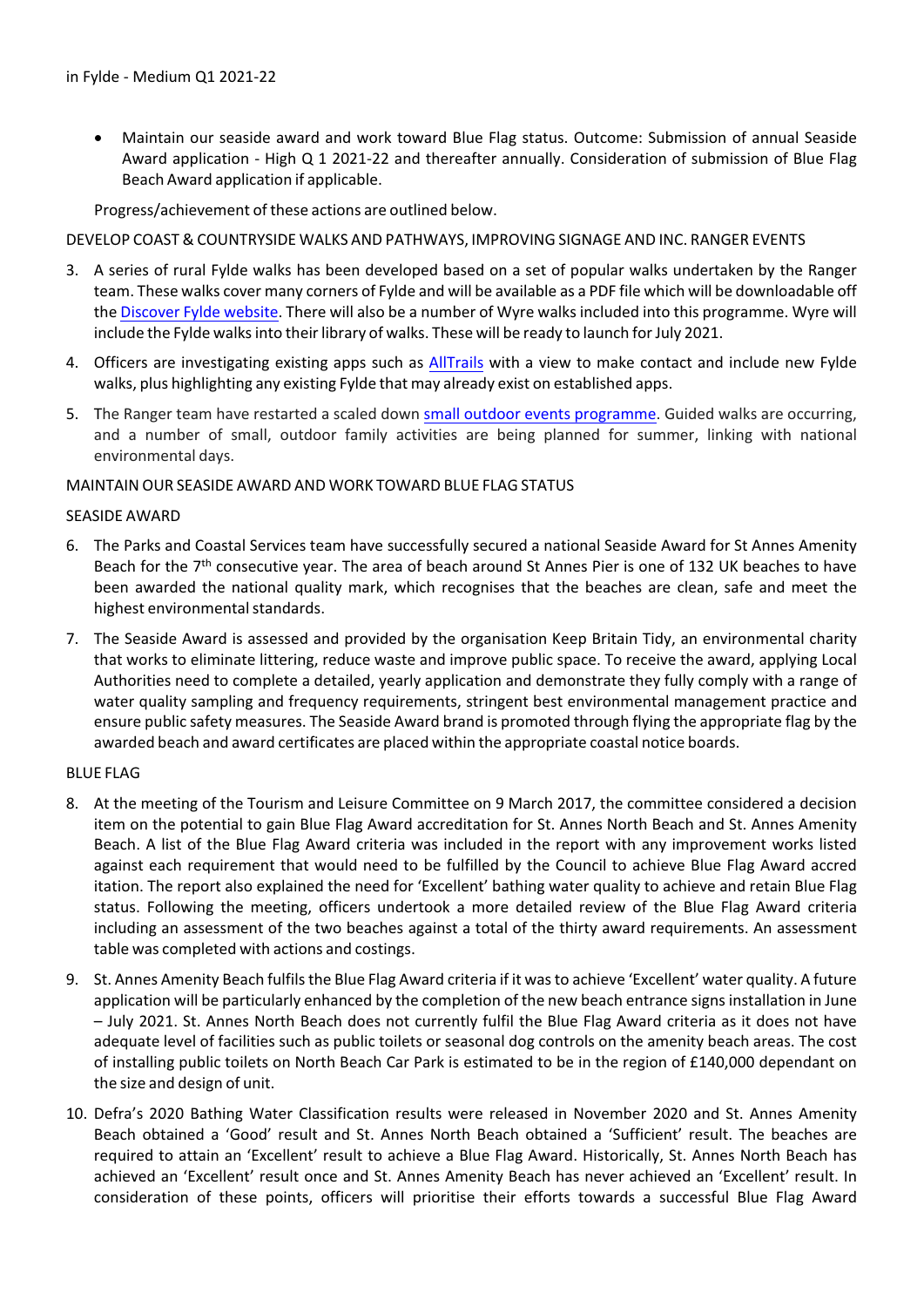in Fylde - Medium Q1 2021-22

- Maintain our seaside award and work toward Blue Flag status. Outcome: Submission of annual Seaside Award application - High Q 1 2021-22 and thereafter annually. Consideration of submission of Blue Flag Beach Award application if applicable.

Progress/achievement of these actions are outlined below.

DEVELOP COAST & COUNTRYSIDE WALKS AND PATHWAYS, IMPROVING SIGNAGE AND INC. RANGER EVENTS

3. A series of rural Fylde walks has been developed based on a set of popular walks undertaken by the Ranger team. These walks cover many corners of Fylde and will be available as a PDF file which will be downloadable off the Discover Fylde website. There will also be a number of Wyre walks included into this programme. Wyre will include the Fylde walks into their library of walks. These will be ready to launch for July 2021.

4. Officers are investigating existing apps such as AllTrails with a view to make contact and include new Fylde walks, plus highlighting any existing Fylde that may already exist on established apps.

5. The Ranger team have restarted a scaled down small outdoor events programme. Guided walks are occurring, and a number of small, outdoor family activities are being planned for summer, linking with national environmental days.

MAINTAIN OUR SEASIDE AWARD AND WORK TOWARD BLUE FLAG STATUS

SEASIDE AWARD

6. The Parks and Coastal Services team have successfully secured a national Seaside Award for St Annes Amenity Beach for the 7th consecutive year. The area of beach around St Annes Pier is one of 132 UK beaches to have been awarded the national quality mark, which recognises that the beaches are clean, safe and meet the highest environmental standards.

7. The Seaside Award is assessed and provided by the organisation Keep Britain Tidy, an environmental charity that works to eliminate littering, reduce waste and improve public space. To receive the award, applying Local Authorities need to complete a detailed, yearly application and demonstrate they fully comply with a range of water quality sampling and frequency requirements, stringent best environmental management practice and ensure public safety measures. The Seaside Award brand is promoted through flying the appropriate flag by the awarded beach and award certificates are placed within the appropriate coastal notice boards.

BLUE FLAG

8. At the meeting of the Tourism and Leisure Committee on 9 March 2017, the committee considered a decision item on the potential to gain Blue Flag Award accreditation for St. Annes North Beach and St. Annes Amenity Beach. A list of the Blue Flag Award criteria was included in the report with any improvement works listed against each requirement that would need to be fulfilled by the Council to achieve Blue Flag Award accred itation. The report also explained the need for 'Excellent' bathing water quality to achieve and retain Blue Flag status. Following the meeting, officers undertook a more detailed review of the Blue Flag Award criteria including an assessment of the two beaches against a total of the thirty award requirements. An assessment table was completed with actions and costings.

9. St. Annes Amenity Beach fulfils the Blue Flag Award criteria if it was to achieve 'Excellent' water quality. A future application will be particularly enhanced by the completion of the new beach entrance signs installation in June – July 2021. St. Annes North Beach does not currently fulfil the Blue Flag Award criteria as it does not have adequate level of facilities such as public toilets or seasonal dog controls on the amenity beach areas. The cost of installing public toilets on North Beach Car Park is estimated to be in the region of £140,000 dependant on the size and design of unit.

10. Defra's 2020 Bathing Water Classification results were released in November 2020 and St. Annes Amenity Beach obtained a 'Good' result and St. Annes North Beach obtained a 'Sufficient' result. The beaches are required to attain an 'Excellent' result to achieve a Blue Flag Award. Historically, St. Annes North Beach has achieved an 'Excellent' result once and St. Annes Amenity Beach has never achieved an 'Excellent' result. In consideration of these points, officers will prioritise their efforts towards a successful Blue Flag Award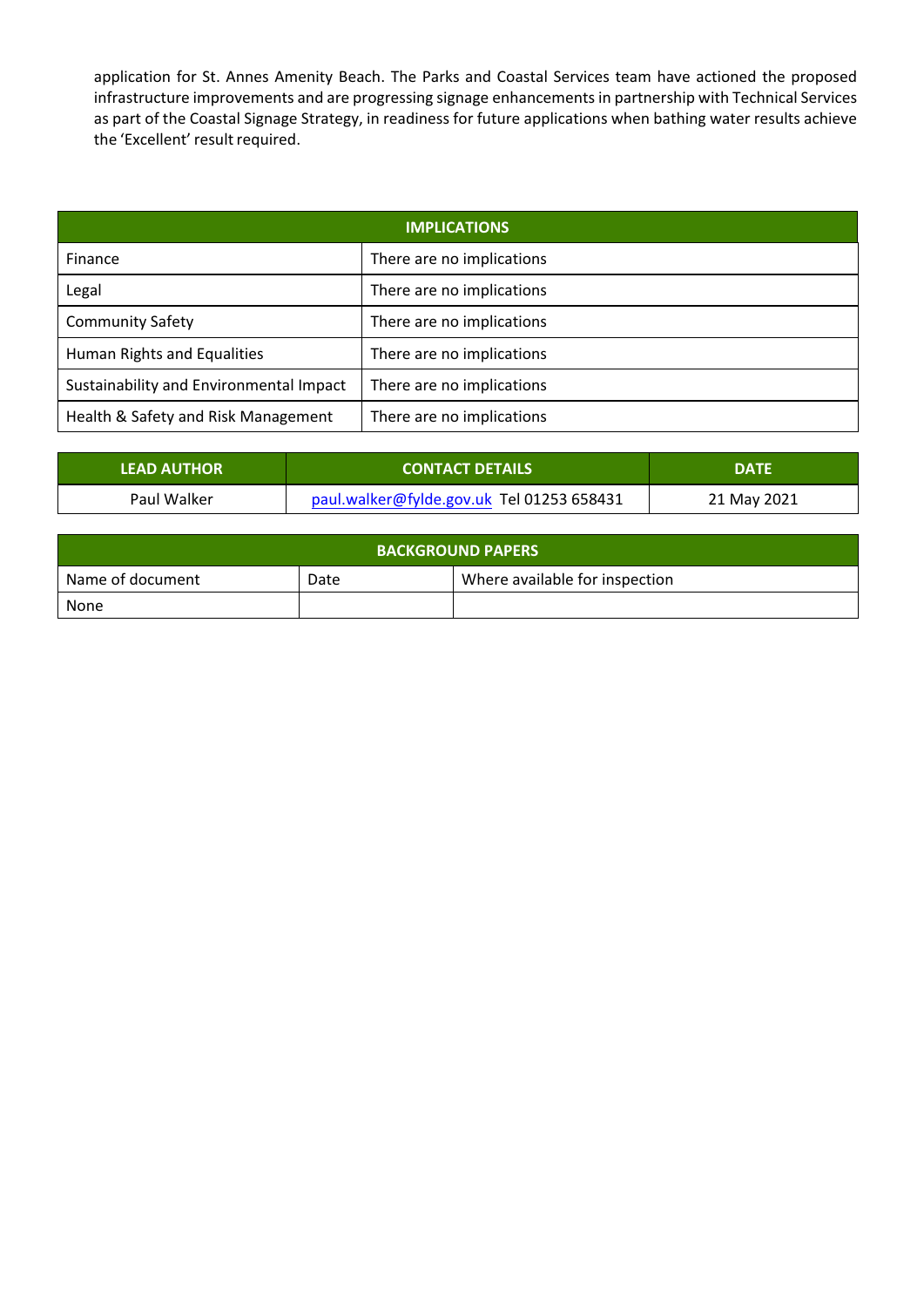application for St. Annes Amenity Beach. The Parks and Coastal Services team have actioned the proposed infrastructure improvements and are progressing signage enhancements in partnership with Technical Services as part of the Coastal Signage Strategy, in readiness for future applications when bathing water results achieve the 'Excellent' result required.

| IMPLICATIONS | |
|---|---|
| Finance | There are no implications |
| Legal | There are no implications |
| Community Safety | There are no implications |
| Human Rights and Equalities | There are no implications |
| Sustainability and Environmental Impact | There are no implications |
| Health & Safety and Risk Management | There are no implications |

| LEAD AUTHOR | CONTACT DETAILS | DATE |
|---|---|---|
| Paul Walker | paul.walker@fylde.gov.uk Tel 01253 658431 | 21 May 2021 |

| BACKGROUND PAPERS | | |
|---|---|---|
| Name of document | Date | Where available for inspection |
| None | | |